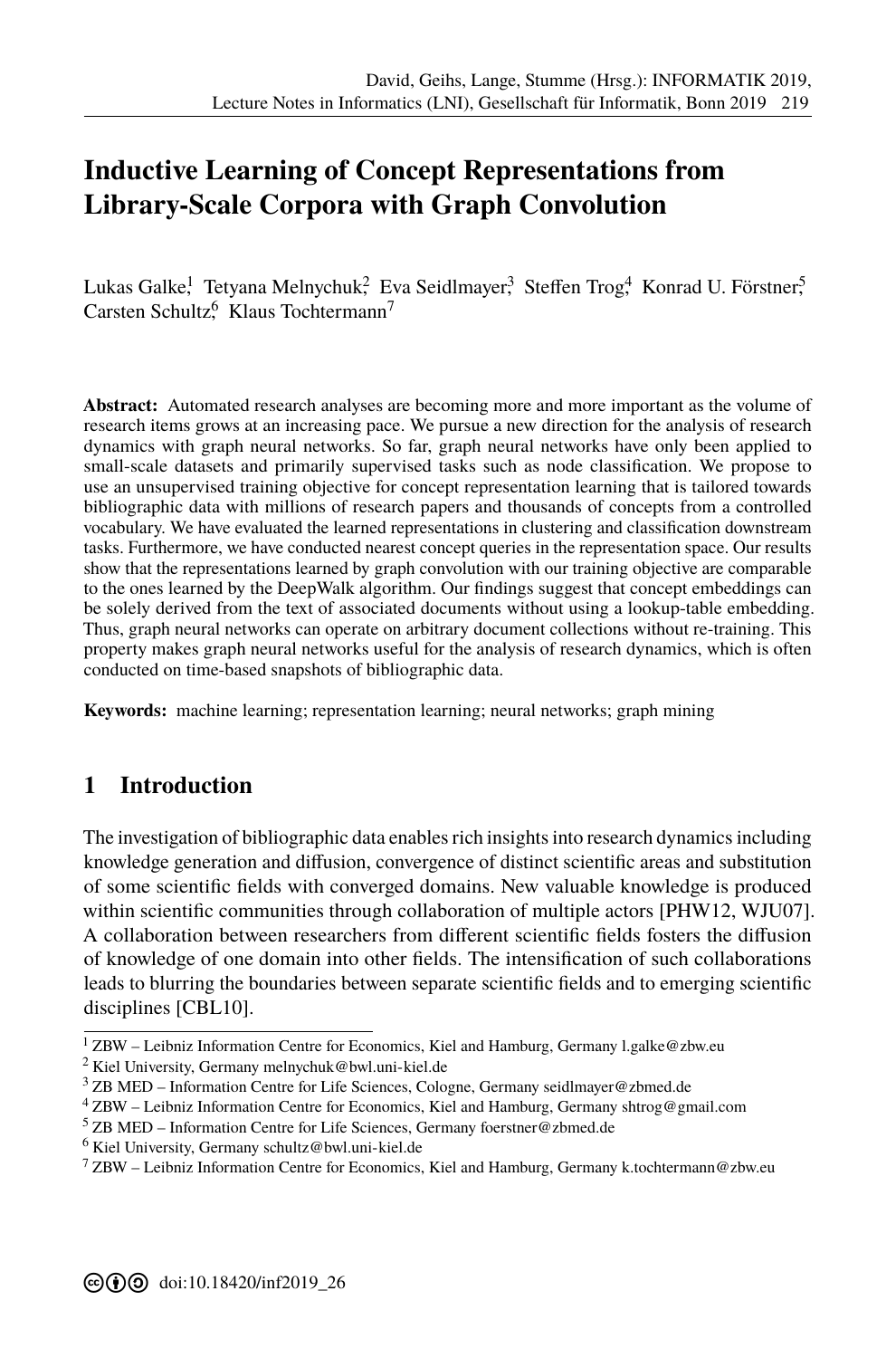# Inductive Learning of Concept Representations from Library-Scale Corpora with Graph Convolution

Lukas Galke[1] Tetyana Melnychuk[2] Eva Seidlmayer[3] Steffen Trog[4] Konrad U. Förstner[5] Carsten Schultz[6] Klaus Tochtermann[7]

**Abstract:** Automated research analyses are becoming more and more important as the volume of research items grows at an increasing pace. We pursue a new direction for the analysis of research dynamics with graph neural networks. So far, graph neural networks have only been applied to small-scale datasets and primarily supervised tasks such as node classification. We propose to use an unsupervised training objective for concept representation learning that is tailored towards bibliographic data with millions of research papers and thousands of concepts from a controlled vocabulary. We have evaluated the learned representations in clustering and classification downstream tasks. Furthermore, we have conducted nearest concept queries in the representation space. Our results show that the representations learned by graph convolution with our training objective are comparable to the ones learned by the DeepWalk algorithm. Our findings suggest that concept embeddings can be solely derived from the text of associated documents without using a lookup-table embedding. Thus, graph neural networks can operate on arbitrary document collections without re-training. This property makes graph neural networks useful for the analysis of research dynamics, which is often conducted on time-based snapshots of bibliographic data.

**Keywords:** machine learning; representation learning; neural networks; graph mining

## 1 Introduction

The investigation of bibliographic data enables rich insights into research dynamics including knowledge generation and diffusion, convergence of distinct scientific areas and substitution of some scientific fields with converged domains. New valuable knowledge is produced within scientific communities through collaboration of multiple actors [PHW12, WJU07]. A collaboration between researchers from different scientific fields fosters the diffusion of knowledge of one domain into other fields. The intensification of such collaborations leads to blurring the boundaries between separate scientific fields and to emerging scientific disciplines [CBL10].

[1] ZBW – Leibniz Information Centre for Economics, Kiel and Hamburg, Germany l.galke@zbw.eu

[2] Kiel University, Germany melnychuk@bwl.uni-kiel.de

[3] ZB MED – Information Centre for Life Sciences, Cologne, Germany seidlmayer@zbmed.de

[4] ZBW – Leibniz Information Centre for Economics, Kiel and Hamburg, Germany shtrog@gmail.com

[5] ZB MED – Information Centre for Life Sciences, Germany foerstner@zbmed.de

[6] Kiel University, Germany schultz@bwl.uni-kiel.de

[7] ZBW – Leibniz Information Centre for Economics, Kiel and Hamburg, Germany k.tochtermann@zbw.eu

doi:10.18420/inf2019_26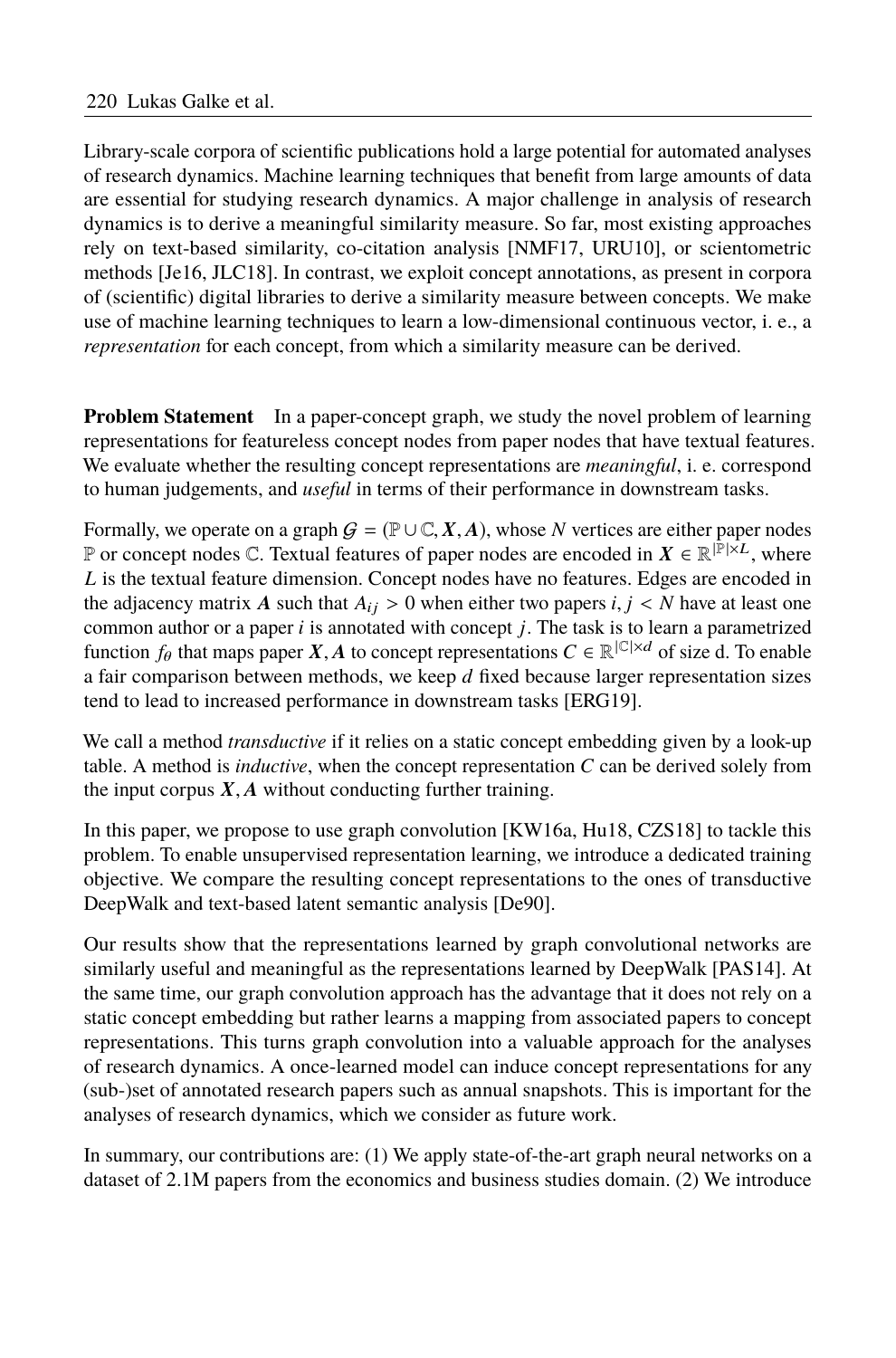Library-scale corpora of scientific publications hold a large potential for automated analyses of research dynamics. Machine learning techniques that benefit from large amounts of data are essential for studying research dynamics. A major challenge in analysis of research dynamics is to derive a meaningful similarity measure. So far, most existing approaches rely on text-based similarity, co-citation analysis [NMF17, URU10], or scientometric methods [Je16, JLC18]. In contrast, we exploit concept annotations, as present in corpora of (scientific) digital libraries to derive a similarity measure between concepts. We make use of machine learning techniques to learn a low-dimensional continuous vector, i. e., a *representation* for each concept, from which a similarity measure can be derived.

**Problem Statement** In a paper-concept graph, we study the novel problem of learning representations for featureless concept nodes from paper nodes that have textual features. We evaluate whether the resulting concept representations are *meaningful*, i. e. correspond to human judgements, and *useful* in terms of their performance in downstream tasks.

Formally, we operate on a graph $\mathcal{G} = (\mathbb{P} \cup \mathbb{C}, \boldsymbol{X}, \boldsymbol{A})$, whose $N$ vertices are either paper nodes $\mathbb{P}$ or concept nodes $\mathbb{C}$. Textual features of paper nodes are encoded in $\boldsymbol{X} \in \mathbb{R}^{|\mathbb{P}| \times L}$, where $L$ is the textual feature dimension. Concept nodes have no features. Edges are encoded in the adjacency matrix $\boldsymbol{A}$ such that $A_{ij} > 0$ when either two papers $i, j < N$ have at least one common author or a paper $i$ is annotated with concept $j$. The task is to learn a parametrized function $f_\theta$ that maps paper $\boldsymbol{X}, \boldsymbol{A}$ to concept representations $C \in \mathbb{R}^{|\mathbb{C}| \times d}$ of size d. To enable a fair comparison between methods, we keep $d$ fixed because larger representation sizes tend to lead to increased performance in downstream tasks [ERG19].

We call a method *transductive* if it relies on a static concept embedding given by a look-up table. A method is *inductive*, when the concept representation $C$ can be derived solely from the input corpus $\boldsymbol{X}, \boldsymbol{A}$ without conducting further training.

In this paper, we propose to use graph convolution [KW16a, Hu18, CZS18] to tackle this problem. To enable unsupervised representation learning, we introduce a dedicated training objective. We compare the resulting concept representations to the ones of transductive DeepWalk and text-based latent semantic analysis [De90].

Our results show that the representations learned by graph convolutional networks are similarly useful and meaningful as the representations learned by DeepWalk [PAS14]. At the same time, our graph convolution approach has the advantage that it does not rely on a static concept embedding but rather learns a mapping from associated papers to concept representations. This turns graph convolution into a valuable approach for the analyses of research dynamics. A once-learned model can induce concept representations for any (sub-)set of annotated research papers such as annual snapshots. This is important for the analyses of research dynamics, which we consider as future work.

In summary, our contributions are: (1) We apply state-of-the-art graph neural networks on a dataset of 2.1M papers from the economics and business studies domain. (2) We introduce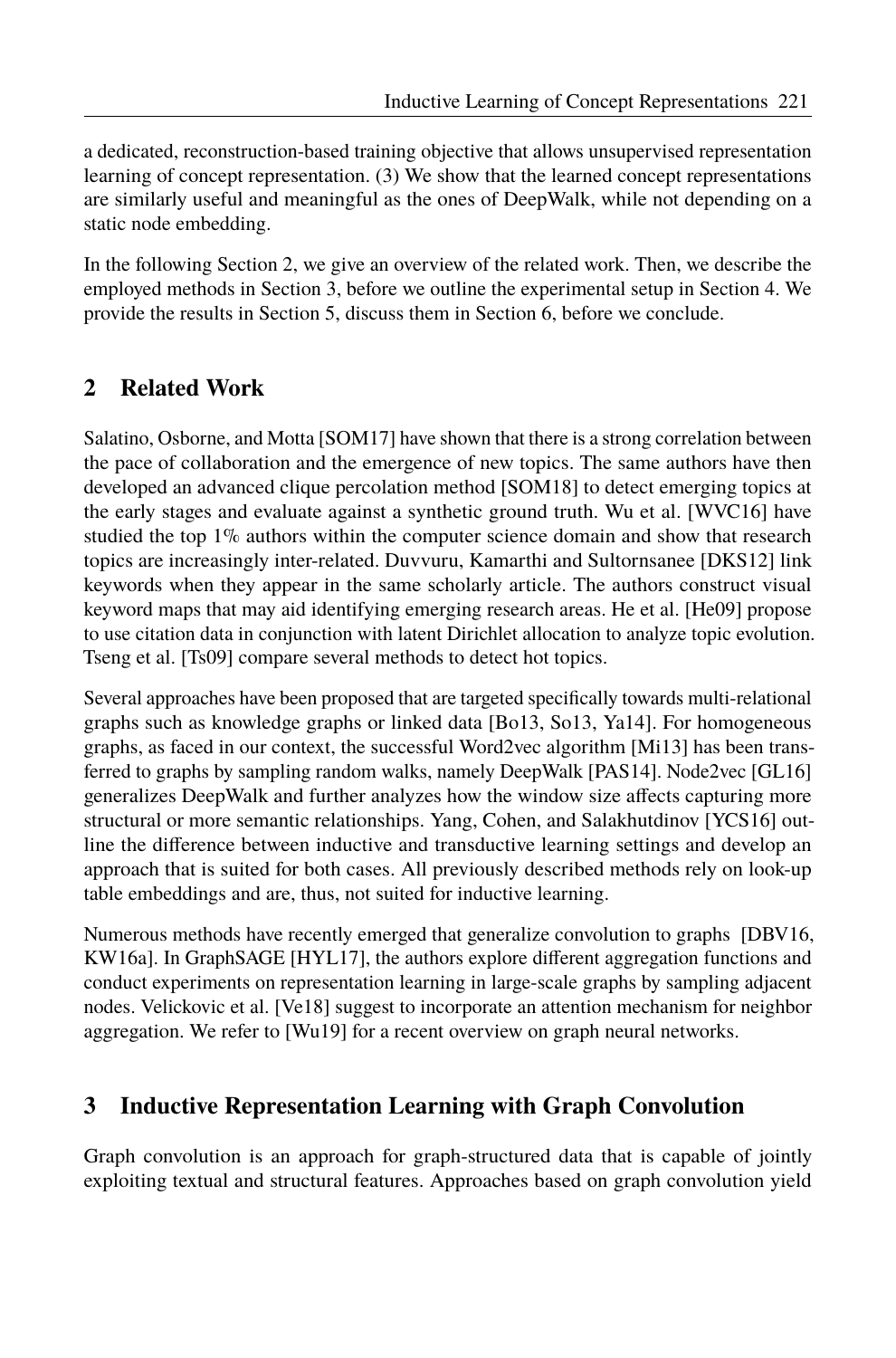a dedicated, reconstruction-based training objective that allows unsupervised representation learning of concept representation. (3) We show that the learned concept representations are similarly useful and meaningful as the ones of DeepWalk, while not depending on a static node embedding.

In the following Section 2, we give an overview of the related work. Then, we describe the employed methods in Section 3, before we outline the experimental setup in Section 4. We provide the results in Section 5, discuss them in Section 6, before we conclude.

## 2 Related Work

Salatino, Osborne, and Motta [SOM17] have shown that there is a strong correlation between the pace of collaboration and the emergence of new topics. The same authors have then developed an advanced clique percolation method [SOM18] to detect emerging topics at the early stages and evaluate against a synthetic ground truth. Wu et al. [WVC16] have studied the top 1% authors within the computer science domain and show that research topics are increasingly inter-related. Duvvuru, Kamarthi and Sultornsanee [DKS12] link keywords when they appear in the same scholarly article. The authors construct visual keyword maps that may aid identifying emerging research areas. He et al. [He09] propose to use citation data in conjunction with latent Dirichlet allocation to analyze topic evolution. Tseng et al. [Ts09] compare several methods to detect hot topics.

Several approaches have been proposed that are targeted specifically towards multi-relational graphs such as knowledge graphs or linked data [Bo13, So13, Ya14]. For homogeneous graphs, as faced in our context, the successful Word2vec algorithm [Mi13] has been transferred to graphs by sampling random walks, namely DeepWalk [PAS14]. Node2vec [GL16] generalizes DeepWalk and further analyzes how the window size affects capturing more structural or more semantic relationships. Yang, Cohen, and Salakhutdinov [YCS16] outline the difference between inductive and transductive learning settings and develop an approach that is suited for both cases. All previously described methods rely on look-up table embeddings and are, thus, not suited for inductive learning.

Numerous methods have recently emerged that generalize convolution to graphs [DBV16, KW16a]. In GraphSAGE [HYL17], the authors explore different aggregation functions and conduct experiments on representation learning in large-scale graphs by sampling adjacent nodes. Velickovic et al. [Ve18] suggest to incorporate an attention mechanism for neighbor aggregation. We refer to [Wu19] for a recent overview on graph neural networks.

## 3 Inductive Representation Learning with Graph Convolution

Graph convolution is an approach for graph-structured data that is capable of jointly exploiting textual and structural features. Approaches based on graph convolution yield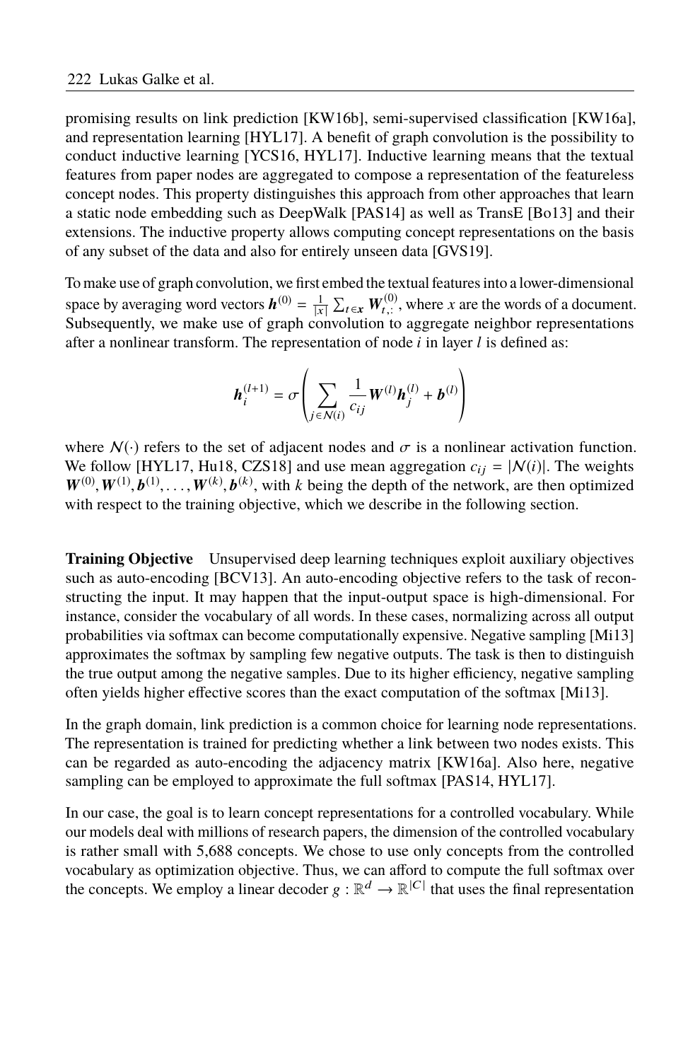promising results on link prediction [KW16b], semi-supervised classification [KW16a], and representation learning [HYL17]. A benefit of graph convolution is the possibility to conduct inductive learning [YCS16, HYL17]. Inductive learning means that the textual features from paper nodes are aggregated to compose a representation of the featureless concept nodes. This property distinguishes this approach from other approaches that learn a static node embedding such as DeepWalk [PAS14] as well as TransE [Bo13] and their extensions. The inductive property allows computing concept representations on the basis of any subset of the data and also for entirely unseen data [GVS19].

To make use of graph convolution, we first embed the textual features into a lower-dimensional space by averaging word vectors $\boldsymbol{h}^{(0)} = \frac{1}{|x|} \sum_{t \in \boldsymbol{x}} \boldsymbol{W}^{(0)}_{t,:}$, where $x$ are the words of a document. Subsequently, we make use of graph convolution to aggregate neighbor representations after a nonlinear transform. The representation of node $i$ in layer $l$ is defined as:

$$\boldsymbol{h}_i^{(l+1)} = \sigma\left( \sum_{j \in \mathcal{N}(i)} \frac{1}{c_{ij}} \boldsymbol{W}^{(l)} \boldsymbol{h}_j^{(l)} + \boldsymbol{b}^{(l)} \right)$$

where $\mathcal{N}(\cdot)$ refers to the set of adjacent nodes and $\sigma$ is a nonlinear activation function. We follow [HYL17, Hu18, CZS18] and use mean aggregation $c_{ij} = |\mathcal{N}(i)|$. The weights $\boldsymbol{W}^{(0)}, \boldsymbol{W}^{(1)}, \boldsymbol{b}^{(1)}, \ldots, \boldsymbol{W}^{(k)}, \boldsymbol{b}^{(k)}$, with $k$ being the depth of the network, are then optimized with respect to the training objective, which we describe in the following section.

**Training Objective** Unsupervised deep learning techniques exploit auxiliary objectives such as auto-encoding [BCV13]. An auto-encoding objective refers to the task of reconstructing the input. It may happen that the input-output space is high-dimensional. For instance, consider the vocabulary of all words. In these cases, normalizing across all output probabilities via softmax can become computationally expensive. Negative sampling [Mi13] approximates the softmax by sampling few negative outputs. The task is then to distinguish the true output among the negative samples. Due to its higher efficiency, negative sampling often yields higher effective scores than the exact computation of the softmax [Mi13].

In the graph domain, link prediction is a common choice for learning node representations. The representation is trained for predicting whether a link between two nodes exists. This can be regarded as auto-encoding the adjacency matrix [KW16a]. Also here, negative sampling can be employed to approximate the full softmax [PAS14, HYL17].

In our case, the goal is to learn concept representations for a controlled vocabulary. While our models deal with millions of research papers, the dimension of the controlled vocabulary is rather small with 5,688 concepts. We chose to use only concepts from the controlled vocabulary as optimization objective. Thus, we can afford to compute the full softmax over the concepts. We employ a linear decoder $g : \mathbb{R}^d \rightarrow \mathbb{R}^{|C|}$ that uses the final representation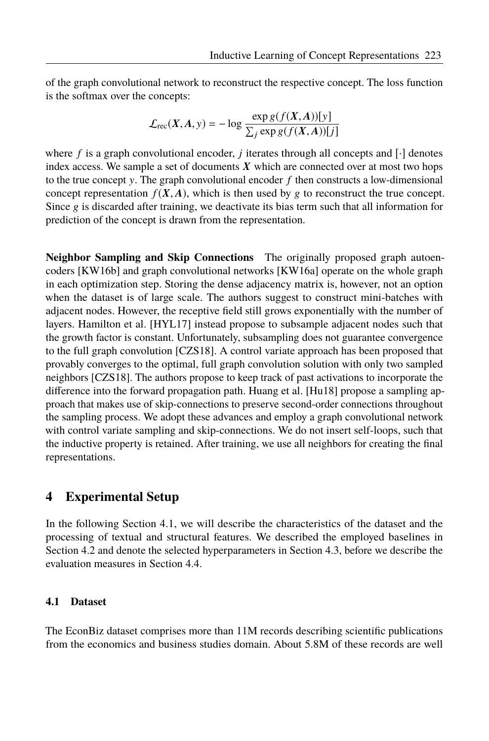of the graph convolutional network to reconstruct the respective concept. The loss function is the softmax over the concepts:

$$\mathcal{L}_{\text{rec}}(\boldsymbol{X}, \boldsymbol{A}, y) = -\log \frac{\exp g(f(\boldsymbol{X}, \boldsymbol{A}))[y]}{\sum_j \exp g(f(\boldsymbol{X}, \boldsymbol{A}))[j]}$$

where $f$ is a graph convolutional encoder, $j$ iterates through all concepts and $[\cdot]$ denotes index access. We sample a set of documents $\boldsymbol{X}$ which are connected over at most two hops to the true concept $y$. The graph convolutional encoder $f$ then constructs a low-dimensional concept representation $f(\boldsymbol{X}, \boldsymbol{A})$, which is then used by $g$ to reconstruct the true concept. Since $g$ is discarded after training, we deactivate its bias term such that all information for prediction of the concept is drawn from the representation.

**Neighbor Sampling and Skip Connections** The originally proposed graph autoencoders [KW16b] and graph convolutional networks [KW16a] operate on the whole graph in each optimization step. Storing the dense adjacency matrix is, however, not an option when the dataset is of large scale. The authors suggest to construct mini-batches with adjacent nodes. However, the receptive field still grows exponentially with the number of layers. Hamilton et al. [HYL17] instead propose to subsample adjacent nodes such that the growth factor is constant. Unfortunately, subsampling does not guarantee convergence to the full graph convolution [CZS18]. A control variate approach has been proposed that provably converges to the optimal, full graph convolution solution with only two sampled neighbors [CZS18]. The authors propose to keep track of past activations to incorporate the difference into the forward propagation path. Huang et al. [Hu18] propose a sampling approach that makes use of skip-connections to preserve second-order connections throughout the sampling process. We adopt these advances and employ a graph convolutional network with control variate sampling and skip-connections. We do not insert self-loops, such that the inductive property is retained. After training, we use all neighbors for creating the final representations.

## 4 Experimental Setup

In the following Section 4.1, we will describe the characteristics of the dataset and the processing of textual and structural features. We described the employed baselines in Section 4.2 and denote the selected hyperparameters in Section 4.3, before we describe the evaluation measures in Section 4.4.

### 4.1 Dataset

The EconBiz dataset comprises more than 11M records describing scientific publications from the economics and business studies domain. About 5.8M of these records are well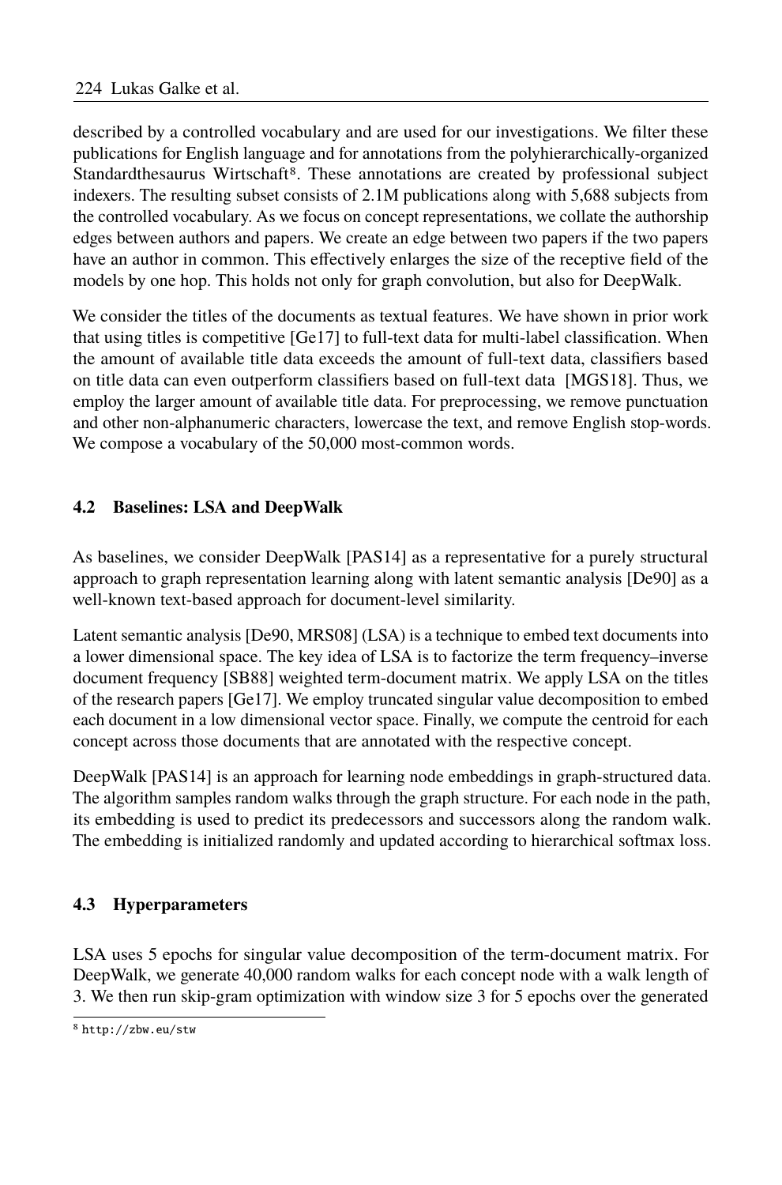described by a controlled vocabulary and are used for our investigations. We filter these publications for English language and for annotations from the polyhierarchically-organized Standardthesaurus Wirtschaft[8]. These annotations are created by professional subject indexers. The resulting subset consists of 2.1M publications along with 5,688 subjects from the controlled vocabulary. As we focus on concept representations, we collate the authorship edges between authors and papers. We create an edge between two papers if the two papers have an author in common. This effectively enlarges the size of the receptive field of the models by one hop. This holds not only for graph convolution, but also for DeepWalk.

We consider the titles of the documents as textual features. We have shown in prior work that using titles is competitive [Ge17] to full-text data for multi-label classification. When the amount of available title data exceeds the amount of full-text data, classifiers based on title data can even outperform classifiers based on full-text data [MGS18]. Thus, we employ the larger amount of available title data. For preprocessing, we remove punctuation and other non-alphanumeric characters, lowercase the text, and remove English stop-words. We compose a vocabulary of the 50,000 most-common words.

### 4.2 Baselines: LSA and DeepWalk

As baselines, we consider DeepWalk [PAS14] as a representative for a purely structural approach to graph representation learning along with latent semantic analysis [De90] as a well-known text-based approach for document-level similarity.

Latent semantic analysis [De90, MRS08] (LSA) is a technique to embed text documents into a lower dimensional space. The key idea of LSA is to factorize the term frequency–inverse document frequency [SB88] weighted term-document matrix. We apply LSA on the titles of the research papers [Ge17]. We employ truncated singular value decomposition to embed each document in a low dimensional vector space. Finally, we compute the centroid for each concept across those documents that are annotated with the respective concept.

DeepWalk [PAS14] is an approach for learning node embeddings in graph-structured data. The algorithm samples random walks through the graph structure. For each node in the path, its embedding is used to predict its predecessors and successors along the random walk. The embedding is initialized randomly and updated according to hierarchical softmax loss.

### 4.3 Hyperparameters

LSA uses 5 epochs for singular value decomposition of the term-document matrix. For DeepWalk, we generate 40,000 random walks for each concept node with a walk length of 3. We then run skip-gram optimization with window size 3 for 5 epochs over the generated

[8] http://zbw.eu/stw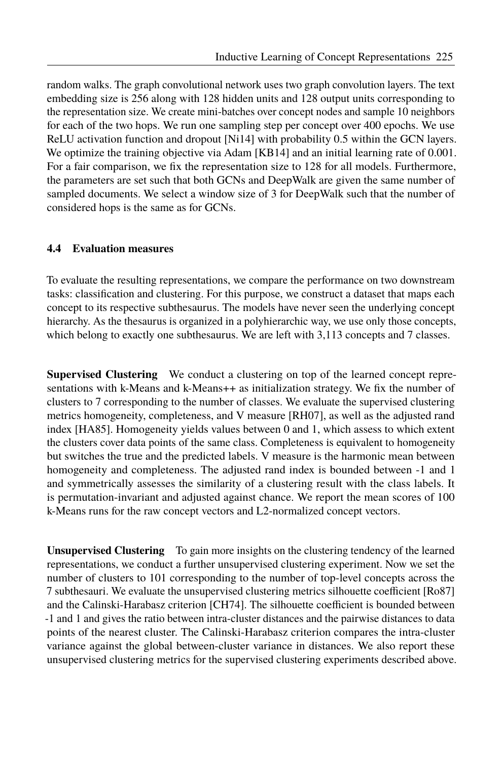random walks. The graph convolutional network uses two graph convolution layers. The text embedding size is 256 along with 128 hidden units and 128 output units corresponding to the representation size. We create mini-batches over concept nodes and sample 10 neighbors for each of the two hops. We run one sampling step per concept over 400 epochs. We use ReLU activation function and dropout [Ni14] with probability 0.5 within the GCN layers. We optimize the training objective via Adam [KB14] and an initial learning rate of 0.001. For a fair comparison, we fix the representation size to 128 for all models. Furthermore, the parameters are set such that both GCNs and DeepWalk are given the same number of sampled documents. We select a window size of 3 for DeepWalk such that the number of considered hops is the same as for GCNs.

### 4.4 Evaluation measures

To evaluate the resulting representations, we compare the performance on two downstream tasks: classification and clustering. For this purpose, we construct a dataset that maps each concept to its respective subthesaurus. The models have never seen the underlying concept hierarchy. As the thesaurus is organized in a polyhierarchic way, we use only those concepts, which belong to exactly one subthesaurus. We are left with 3,113 concepts and 7 classes.

**Supervised Clustering** We conduct a clustering on top of the learned concept representations with k-Means and k-Means++ as initialization strategy. We fix the number of clusters to 7 corresponding to the number of classes. We evaluate the supervised clustering metrics homogeneity, completeness, and V measure [RH07], as well as the adjusted rand index [HA85]. Homogeneity yields values between 0 and 1, which assess to which extent the clusters cover data points of the same class. Completeness is equivalent to homogeneity but switches the true and the predicted labels. V measure is the harmonic mean between homogeneity and completeness. The adjusted rand index is bounded between -1 and 1 and symmetrically assesses the similarity of a clustering result with the class labels. It is permutation-invariant and adjusted against chance. We report the mean scores of 100 k-Means runs for the raw concept vectors and L2-normalized concept vectors.

**Unsupervised Clustering** To gain more insights on the clustering tendency of the learned representations, we conduct a further unsupervised clustering experiment. Now we set the number of clusters to 101 corresponding to the number of top-level concepts across the 7 subthesauri. We evaluate the unsupervised clustering metrics silhouette coefficient [Ro87] and the Calinski-Harabasz criterion [CH74]. The silhouette coefficient is bounded between -1 and 1 and gives the ratio between intra-cluster distances and the pairwise distances to data points of the nearest cluster. The Calinski-Harabasz criterion compares the intra-cluster variance against the global between-cluster variance in distances. We also report these unsupervised clustering metrics for the supervised clustering experiments described above.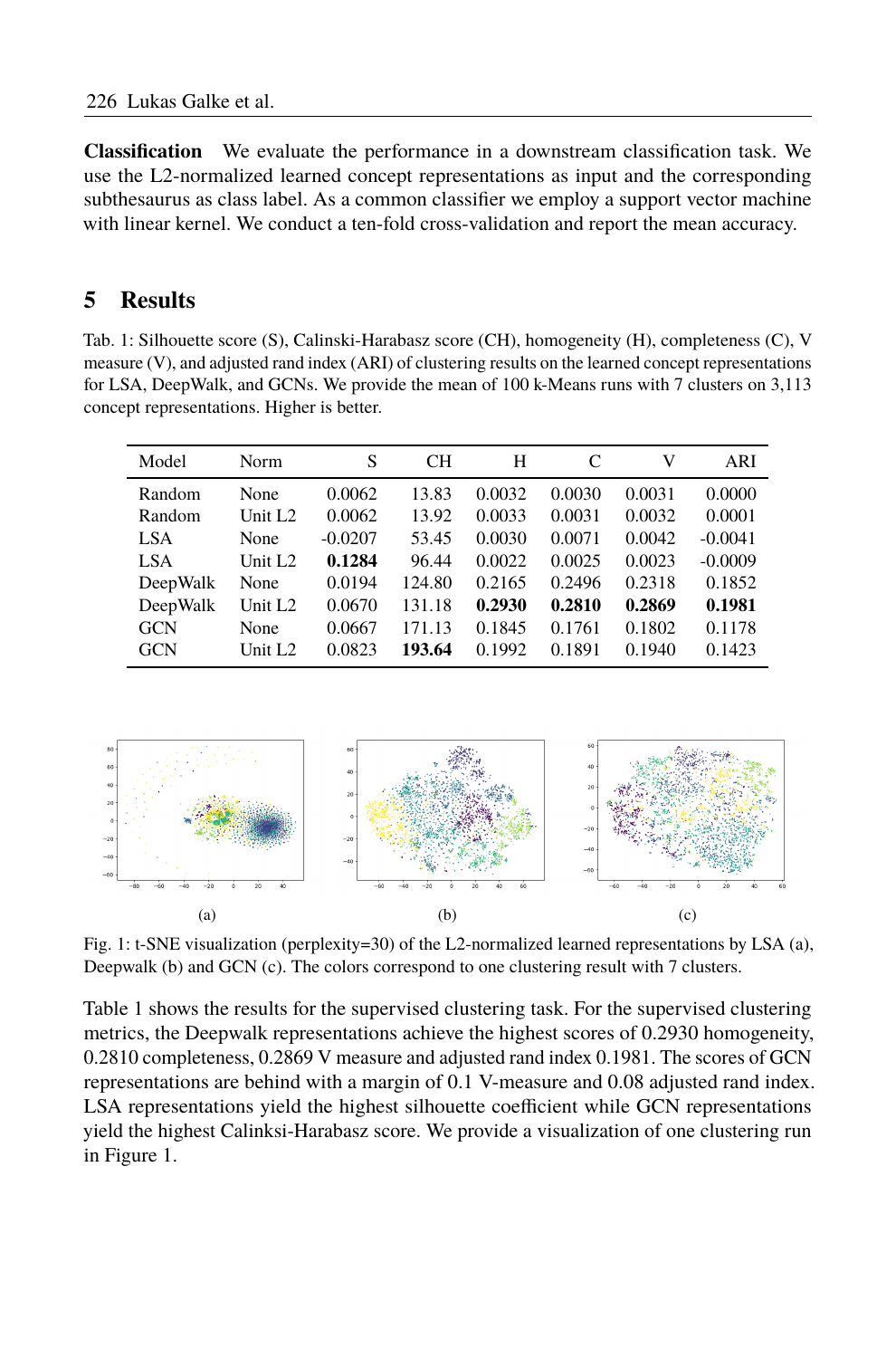**Classification** We evaluate the performance in a downstream classification task. We use the L2-normalized learned concept representations as input and the corresponding subthesaurus as class label. As a common classifier we employ a support vector machine with linear kernel. We conduct a ten-fold cross-validation and report the mean accuracy.

## 5 Results

Tab. 1: Silhouette score (S), Calinski-Harabasz score (CH), homogeneity (H), completeness (C), V measure (V), and adjusted rand index (ARI) of clustering results on the learned concept representations for LSA, DeepWalk, and GCNs. We provide the mean of 100 k-Means runs with 7 clusters on 3,113 concept representations. Higher is better.

| Model | Norm | S | CH | H | C | V | ARI |
|---|---|---|---|---|---|---|---|
| Random | None | 0.0062 | 13.83 | 0.0032 | 0.0030 | 0.0031 | 0.0000 |
| Random | Unit L2 | 0.0062 | 13.92 | 0.0033 | 0.0031 | 0.0032 | 0.0001 |
| LSA | None | -0.0207 | 53.45 | 0.0030 | 0.0071 | 0.0042 | -0.0041 |
| LSA | Unit L2 | **0.1284** | 96.44 | 0.0022 | 0.0025 | 0.0023 | -0.0009 |
| DeepWalk | None | 0.0194 | 124.80 | 0.2165 | 0.2496 | 0.2318 | 0.1852 |
| DeepWalk | Unit L2 | 0.0670 | 131.18 | **0.2930** | **0.2810** | **0.2869** | **0.1981** |
| GCN | None | 0.0667 | 171.13 | 0.1845 | 0.1761 | 0.1802 | 0.1178 |
| GCN | Unit L2 | 0.0823 | **193.64** | 0.1992 | 0.1891 | 0.1940 | 0.1423 |

(a) (b) (c)

Fig. 1: t-SNE visualization (perplexity=30) of the L2-normalized learned representations by LSA (a), Deepwalk (b) and GCN (c). The colors correspond to one clustering result with 7 clusters.

Table 1 shows the results for the supervised clustering task. For the supervised clustering metrics, the Deepwalk representations achieve the highest scores of 0.2930 homogeneity, 0.2810 completeness, 0.2869 V measure and adjusted rand index 0.1981. The scores of GCN representations are behind with a margin of 0.1 V-measure and 0.08 adjusted rand index. LSA representations yield the highest silhouette coefficient while GCN representations yield the highest Calinksi-Harabasz score. We provide a visualization of one clustering run in Figure 1.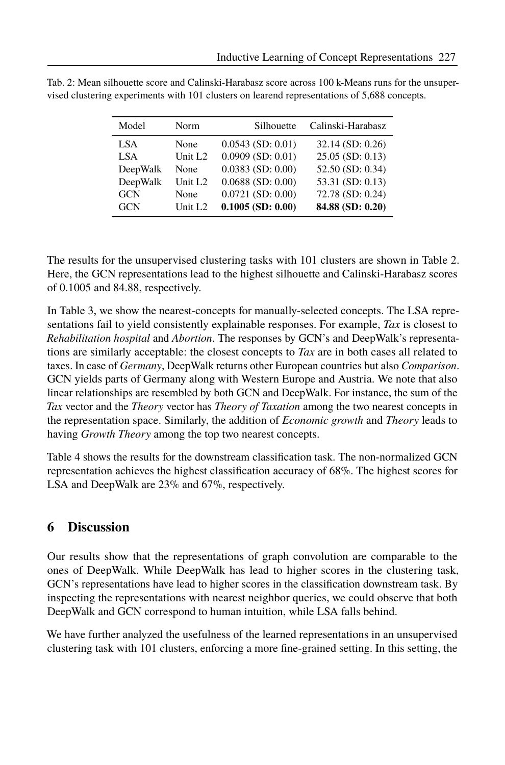Tab. 2: Mean silhouette score and Calinski-Harabasz score across 100 k-Means runs for the unsupervised clustering experiments with 101 clusters on learend representations of 5,688 concepts.

| Model | Norm | Silhouette | Calinski-Harabasz |
|---|---|---|---|
| LSA | None | 0.0543 (SD: 0.01) | 32.14 (SD: 0.26) |
| LSA | Unit L2 | 0.0909 (SD: 0.01) | 25.05 (SD: 0.13) |
| DeepWalk | None | 0.0383 (SD: 0.00) | 52.50 (SD: 0.34) |
| DeepWalk | Unit L2 | 0.0688 (SD: 0.00) | 53.31 (SD: 0.13) |
| GCN | None | 0.0721 (SD: 0.00) | 72.78 (SD: 0.24) |
| GCN | Unit L2 | **0.1005 (SD: 0.00)** | **84.88 (SD: 0.20)** |

The results for the unsupervised clustering tasks with 101 clusters are shown in Table 2. Here, the GCN representations lead to the highest silhouette and Calinski-Harabasz scores of 0.1005 and 84.88, respectively.

In Table 3, we show the nearest-concepts for manually-selected concepts. The LSA representations fail to yield consistently explainable responses. For example, *Tax* is closest to *Rehabilitation hospital* and *Abortion*. The responses by GCN's and DeepWalk's representations are similarly acceptable: the closest concepts to *Tax* are in both cases all related to taxes. In case of *Germany*, DeepWalk returns other European countries but also *Comparison*. GCN yields parts of Germany along with Western Europe and Austria. We note that also linear relationships are resembled by both GCN and DeepWalk. For instance, the sum of the *Tax* vector and the *Theory* vector has *Theory of Taxation* among the two nearest concepts in the representation space. Similarly, the addition of *Economic growth* and *Theory* leads to having *Growth Theory* among the top two nearest concepts.

Table 4 shows the results for the downstream classification task. The non-normalized GCN representation achieves the highest classification accuracy of 68%. The highest scores for LSA and DeepWalk are 23% and 67%, respectively.

## 6 Discussion

Our results show that the representations of graph convolution are comparable to the ones of DeepWalk. While DeepWalk has lead to higher scores in the clustering task, GCN's representations have lead to higher scores in the classification downstream task. By inspecting the representations with nearest neighbor queries, we could observe that both DeepWalk and GCN correspond to human intuition, while LSA falls behind.

We have further analyzed the usefulness of the learned representations in an unsupervised clustering task with 101 clusters, enforcing a more fine-grained setting. In this setting, the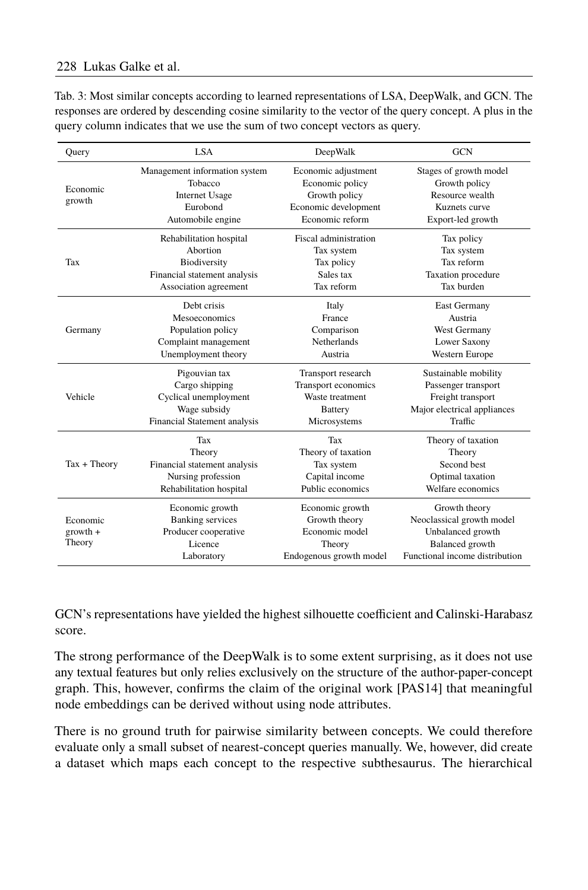Tab. 3: Most similar concepts according to learned representations of LSA, DeepWalk, and GCN. The responses are ordered by descending cosine similarity to the vector of the query concept. A plus in the query column indicates that we use the sum of two concept vectors as query.

| Query | LSA | DeepWalk | GCN |
|---|---|---|---|
| Economic growth | Management information system | Economic adjustment | Stages of growth model |
| | Tobacco | Economic policy | Growth policy |
| | Internet Usage | Growth policy | Resource wealth |
| | Eurobond | Economic development | Kuznets curve |
| | Automobile engine | Economic reform | Export-led growth |
| Tax | Rehabilitation hospital | Fiscal administration | Tax policy |
| | Abortion | Tax system | Tax system |
| | Biodiversity | Tax policy | Tax reform |
| | Financial statement analysis | Sales tax | Taxation procedure |
| | Association agreement | Tax reform | Tax burden |
| Germany | Debt crisis | Italy | East Germany |
| | Mesoeconomics | France | Austria |
| | Population policy | Comparison | West Germany |
| | Complaint management | Netherlands | Lower Saxony |
| | Unemployment theory | Austria | Western Europe |
| Vehicle | Pigouvian tax | Transport research | Sustainable mobility |
| | Cargo shipping | Transport economics | Passenger transport |
| | Cyclical unemployment | Waste treatment | Freight transport |
| | Wage subsidy | Battery | Major electrical appliances |
| | Financial Statement analysis | Microsystems | Traffic |
| Tax + Theory | Tax | Tax | Theory of taxation |
| | Theory | Theory of taxation | Theory |
| | Financial statement analysis | Tax system | Second best |
| | Nursing profession | Capital income | Optimal taxation |
| | Rehabilitation hospital | Public economics | Welfare economics |
| Economic growth + Theory | Economic growth | Economic growth | Growth theory |
| | Banking services | Growth theory | Neoclassical growth model |
| | Producer cooperative | Economic model | Unbalanced growth |
| | Licence | Theory | Balanced growth |
| | Laboratory | Endogenous growth model | Functional income distribution |

GCN's representations have yielded the highest silhouette coefficient and Calinski-Harabasz score.

The strong performance of the DeepWalk is to some extent surprising, as it does not use any textual features but only relies exclusively on the structure of the author-paper-concept graph. This, however, confirms the claim of the original work [PAS14] that meaningful node embeddings can be derived without using node attributes.

There is no ground truth for pairwise similarity between concepts. We could therefore evaluate only a small subset of nearest-concept queries manually. We, however, did create a dataset which maps each concept to the respective subthesaurus. The hierarchical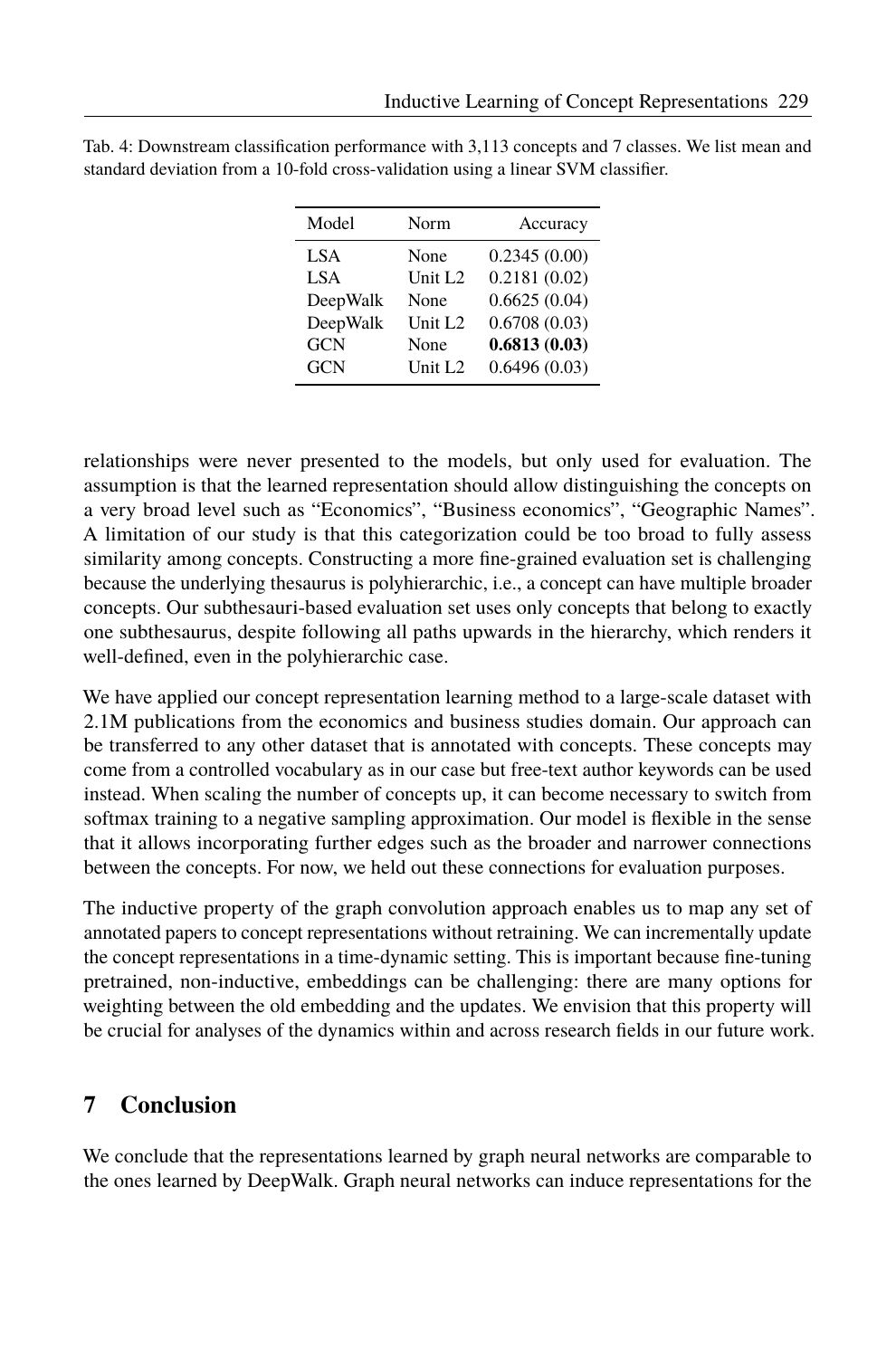Tab. 4: Downstream classification performance with 3,113 concepts and 7 classes. We list mean and standard deviation from a 10-fold cross-validation using a linear SVM classifier.

| Model | Norm | Accuracy |
|---|---|---|
| LSA | None | 0.2345 (0.00) |
| LSA | Unit L2 | 0.2181 (0.02) |
| DeepWalk | None | 0.6625 (0.04) |
| DeepWalk | Unit L2 | 0.6708 (0.03) |
| GCN | None | **0.6813 (0.03)** |
| GCN | Unit L2 | 0.6496 (0.03) |

relationships were never presented to the models, but only used for evaluation. The assumption is that the learned representation should allow distinguishing the concepts on a very broad level such as "Economics", "Business economics", "Geographic Names". A limitation of our study is that this categorization could be too broad to fully assess similarity among concepts. Constructing a more fine-grained evaluation set is challenging because the underlying thesaurus is polyhierarchic, i.e., a concept can have multiple broader concepts. Our subthesauri-based evaluation set uses only concepts that belong to exactly one subthesaurus, despite following all paths upwards in the hierarchy, which renders it well-defined, even in the polyhierarchic case.

We have applied our concept representation learning method to a large-scale dataset with 2.1M publications from the economics and business studies domain. Our approach can be transferred to any other dataset that is annotated with concepts. These concepts may come from a controlled vocabulary as in our case but free-text author keywords can be used instead. When scaling the number of concepts up, it can become necessary to switch from softmax training to a negative sampling approximation. Our model is flexible in the sense that it allows incorporating further edges such as the broader and narrower connections between the concepts. For now, we held out these connections for evaluation purposes.

The inductive property of the graph convolution approach enables us to map any set of annotated papers to concept representations without retraining. We can incrementally update the concept representations in a time-dynamic setting. This is important because fine-tuning pretrained, non-inductive, embeddings can be challenging: there are many options for weighting between the old embedding and the updates. We envision that this property will be crucial for analyses of the dynamics within and across research fields in our future work.

## 7 Conclusion

We conclude that the representations learned by graph neural networks are comparable to the ones learned by DeepWalk. Graph neural networks can induce representations for the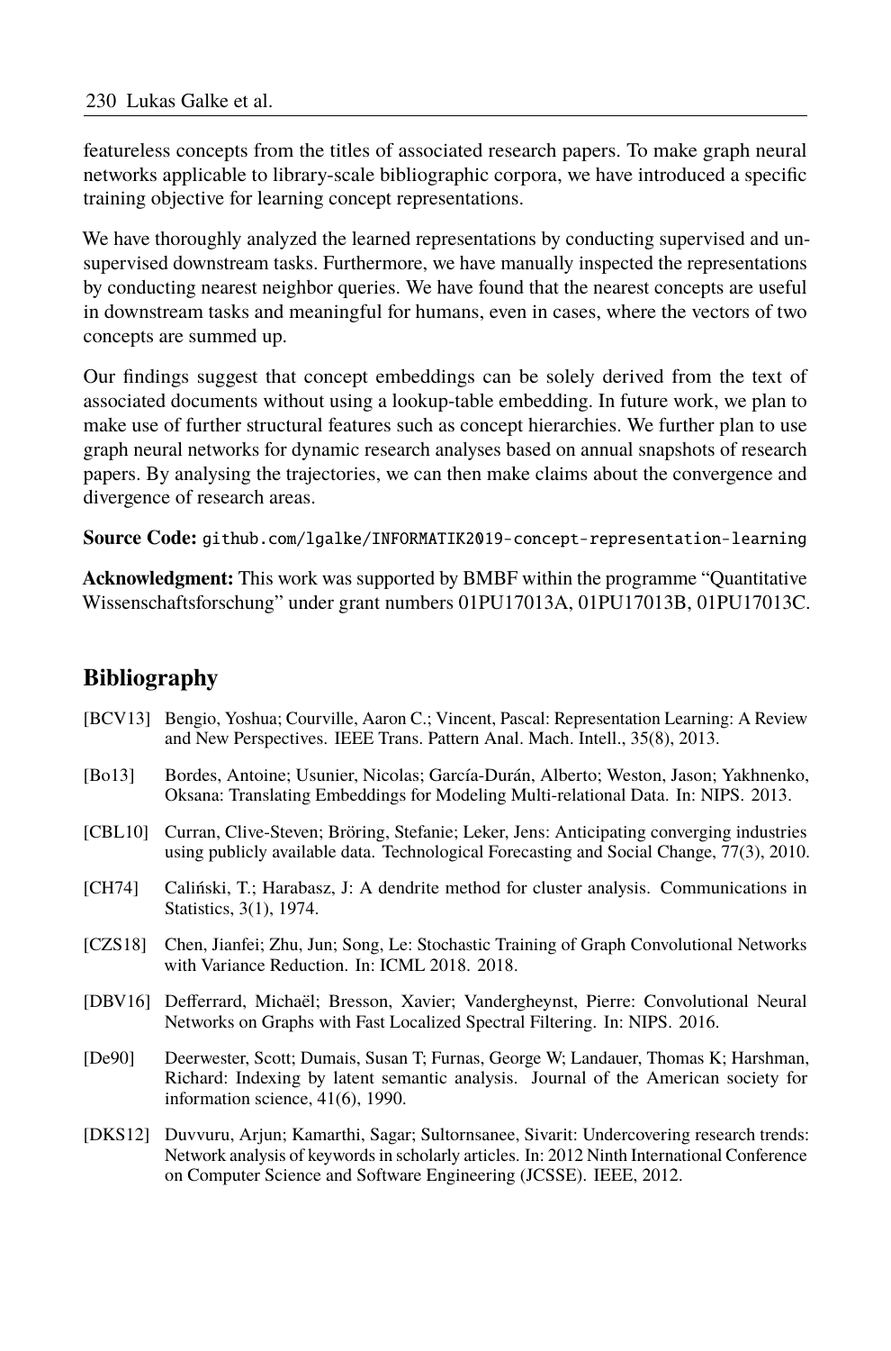featureless concepts from the titles of associated research papers. To make graph neural networks applicable to library-scale bibliographic corpora, we have introduced a specific training objective for learning concept representations.

We have thoroughly analyzed the learned representations by conducting supervised and unsupervised downstream tasks. Furthermore, we have manually inspected the representations by conducting nearest neighbor queries. We have found that the nearest concepts are useful in downstream tasks and meaningful for humans, even in cases, where the vectors of two concepts are summed up.

Our findings suggest that concept embeddings can be solely derived from the text of associated documents without using a lookup-table embedding. In future work, we plan to make use of further structural features such as concept hierarchies. We further plan to use graph neural networks for dynamic research analyses based on annual snapshots of research papers. By analysing the trajectories, we can then make claims about the convergence and divergence of research areas.

**Source Code:** `github.com/lgalke/INFORMATIK2019-concept-representation-learning`

**Acknowledgment:** This work was supported by BMBF within the programme "Quantitative Wissenschaftsforschung" under grant numbers 01PU17013A, 01PU17013B, 01PU17013C.

## Bibliography

[BCV13] Bengio, Yoshua; Courville, Aaron C.; Vincent, Pascal: Representation Learning: A Review and New Perspectives. IEEE Trans. Pattern Anal. Mach. Intell., 35(8), 2013.

[Bo13] Bordes, Antoine; Usunier, Nicolas; García-Durán, Alberto; Weston, Jason; Yakhnenko, Oksana: Translating Embeddings for Modeling Multi-relational Data. In: NIPS. 2013.

[CBL10] Curran, Clive-Steven; Bröring, Stefanie; Leker, Jens: Anticipating converging industries using publicly available data. Technological Forecasting and Social Change, 77(3), 2010.

[CH74] Caliński, T.; Harabasz, J: A dendrite method for cluster analysis. Communications in Statistics, 3(1), 1974.

[CZS18] Chen, Jianfei; Zhu, Jun; Song, Le: Stochastic Training of Graph Convolutional Networks with Variance Reduction. In: ICML 2018. 2018.

[DBV16] Defferrard, Michaël; Bresson, Xavier; Vandergheynst, Pierre: Convolutional Neural Networks on Graphs with Fast Localized Spectral Filtering. In: NIPS. 2016.

[De90] Deerwester, Scott; Dumais, Susan T; Furnas, George W; Landauer, Thomas K; Harshman, Richard: Indexing by latent semantic analysis. Journal of the American society for information science, 41(6), 1990.

[DKS12] Duvvuru, Arjun; Kamarthi, Sagar; Sultornsanee, Sivarit: Undercovering research trends: Network analysis of keywords in scholarly articles. In: 2012 Ninth International Conference on Computer Science and Software Engineering (JCSSE). IEEE, 2012.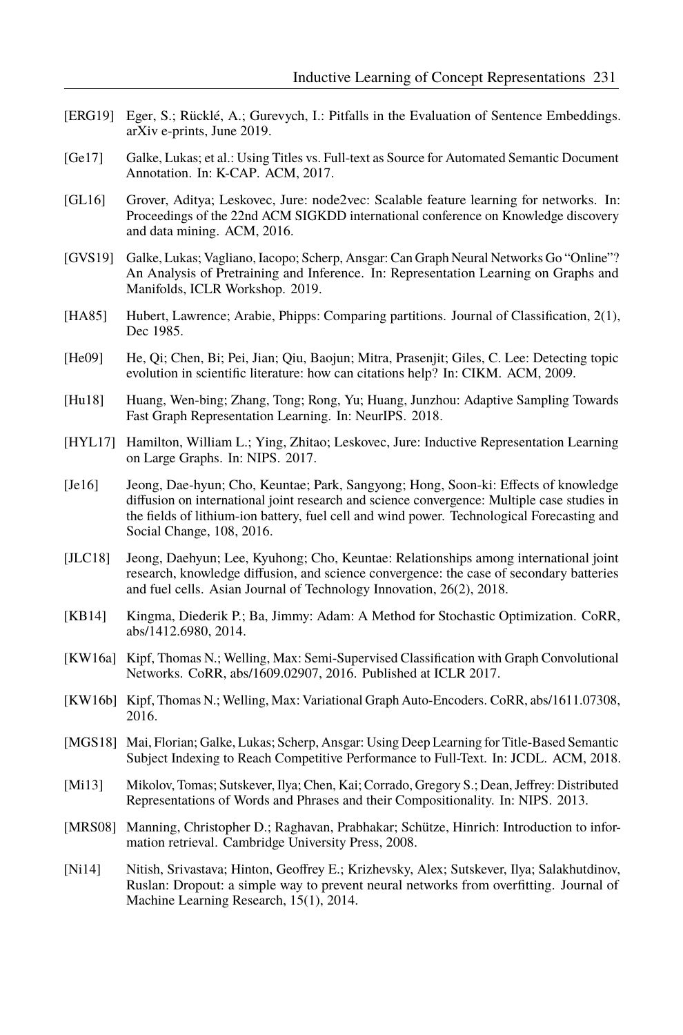[ERG19] Eger, S.; Rücklé, A.; Gurevych, I.: Pitfalls in the Evaluation of Sentence Embeddings. arXiv e-prints, June 2019.

[Ge17] Galke, Lukas; et al.: Using Titles vs. Full-text as Source for Automated Semantic Document Annotation. In: K-CAP. ACM, 2017.

[GL16] Grover, Aditya; Leskovec, Jure: node2vec: Scalable feature learning for networks. In: Proceedings of the 22nd ACM SIGKDD international conference on Knowledge discovery and data mining. ACM, 2016.

[GVS19] Galke, Lukas; Vagliano, Iacopo; Scherp, Ansgar: Can Graph Neural Networks Go "Online"? An Analysis of Pretraining and Inference. In: Representation Learning on Graphs and Manifolds, ICLR Workshop. 2019.

[HA85] Hubert, Lawrence; Arabie, Phipps: Comparing partitions. Journal of Classification, 2(1), Dec 1985.

[He09] He, Qi; Chen, Bi; Pei, Jian; Qiu, Baojun; Mitra, Prasenjit; Giles, C. Lee: Detecting topic evolution in scientific literature: how can citations help? In: CIKM. ACM, 2009.

[Hu18] Huang, Wen-bing; Zhang, Tong; Rong, Yu; Huang, Junzhou: Adaptive Sampling Towards Fast Graph Representation Learning. In: NeurIPS. 2018.

[HYL17] Hamilton, William L.; Ying, Zhitao; Leskovec, Jure: Inductive Representation Learning on Large Graphs. In: NIPS. 2017.

[Je16] Jeong, Dae-hyun; Cho, Keuntae; Park, Sangyong; Hong, Soon-ki: Effects of knowledge diffusion on international joint research and science convergence: Multiple case studies in the fields of lithium-ion battery, fuel cell and wind power. Technological Forecasting and Social Change, 108, 2016.

[JLC18] Jeong, Daehyun; Lee, Kyuhong; Cho, Keuntae: Relationships among international joint research, knowledge diffusion, and science convergence: the case of secondary batteries and fuel cells. Asian Journal of Technology Innovation, 26(2), 2018.

[KB14] Kingma, Diederik P.; Ba, Jimmy: Adam: A Method for Stochastic Optimization. CoRR, abs/1412.6980, 2014.

[KW16a] Kipf, Thomas N.; Welling, Max: Semi-Supervised Classification with Graph Convolutional Networks. CoRR, abs/1609.02907, 2016. Published at ICLR 2017.

[KW16b] Kipf, Thomas N.; Welling, Max: Variational Graph Auto-Encoders. CoRR, abs/1611.07308, 2016.

[MGS18] Mai, Florian; Galke, Lukas; Scherp, Ansgar: Using Deep Learning for Title-Based Semantic Subject Indexing to Reach Competitive Performance to Full-Text. In: JCDL. ACM, 2018.

[Mi13] Mikolov, Tomas; Sutskever, Ilya; Chen, Kai; Corrado, Gregory S.; Dean, Jeffrey: Distributed Representations of Words and Phrases and their Compositionality. In: NIPS. 2013.

[MRS08] Manning, Christopher D.; Raghavan, Prabhakar; Schütze, Hinrich: Introduction to information retrieval. Cambridge University Press, 2008.

[Ni14] Nitish, Srivastava; Hinton, Geoffrey E.; Krizhevsky, Alex; Sutskever, Ilya; Salakhutdinov, Ruslan: Dropout: a simple way to prevent neural networks from overfitting. Journal of Machine Learning Research, 15(1), 2014.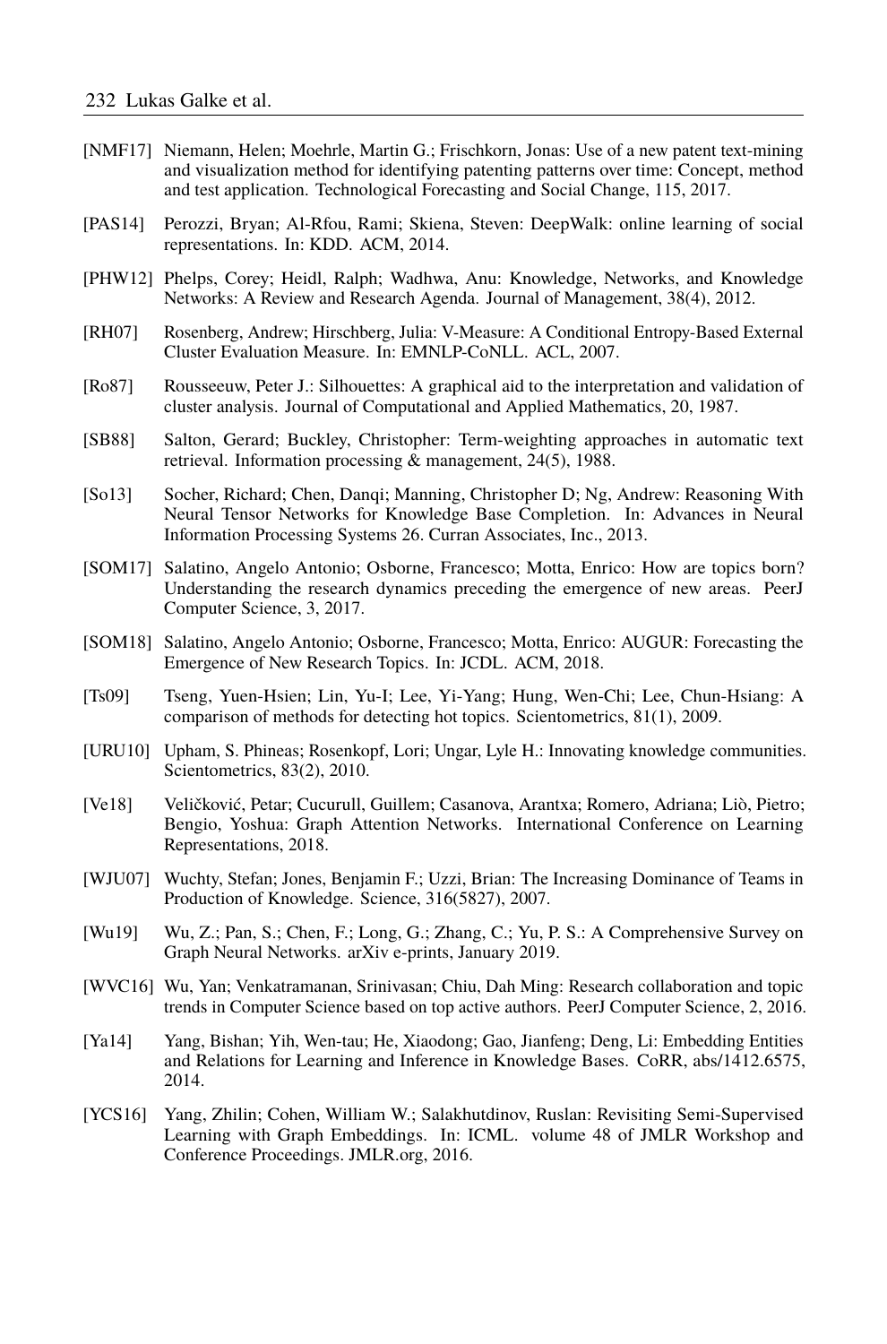[NMF17] Niemann, Helen; Moehrle, Martin G.; Frischkorn, Jonas: Use of a new patent text-mining and visualization method for identifying patenting patterns over time: Concept, method and test application. Technological Forecasting and Social Change, 115, 2017.

[PAS14] Perozzi, Bryan; Al-Rfou, Rami; Skiena, Steven: DeepWalk: online learning of social representations. In: KDD. ACM, 2014.

[PHW12] Phelps, Corey; Heidl, Ralph; Wadhwa, Anu: Knowledge, Networks, and Knowledge Networks: A Review and Research Agenda. Journal of Management, 38(4), 2012.

[RH07] Rosenberg, Andrew; Hirschberg, Julia: V-Measure: A Conditional Entropy-Based External Cluster Evaluation Measure. In: EMNLP-CoNLL. ACL, 2007.

[Ro87] Rousseeuw, Peter J.: Silhouettes: A graphical aid to the interpretation and validation of cluster analysis. Journal of Computational and Applied Mathematics, 20, 1987.

[SB88] Salton, Gerard; Buckley, Christopher: Term-weighting approaches in automatic text retrieval. Information processing & management, 24(5), 1988.

[So13] Socher, Richard; Chen, Danqi; Manning, Christopher D; Ng, Andrew: Reasoning With Neural Tensor Networks for Knowledge Base Completion. In: Advances in Neural Information Processing Systems 26. Curran Associates, Inc., 2013.

[SOM17] Salatino, Angelo Antonio; Osborne, Francesco; Motta, Enrico: How are topics born? Understanding the research dynamics preceding the emergence of new areas. PeerJ Computer Science, 3, 2017.

[SOM18] Salatino, Angelo Antonio; Osborne, Francesco; Motta, Enrico: AUGUR: Forecasting the Emergence of New Research Topics. In: JCDL. ACM, 2018.

[Ts09] Tseng, Yuen-Hsien; Lin, Yu-I; Lee, Yi-Yang; Hung, Wen-Chi; Lee, Chun-Hsiang: A comparison of methods for detecting hot topics. Scientometrics, 81(1), 2009.

[URU10] Upham, S. Phineas; Rosenkopf, Lori; Ungar, Lyle H.: Innovating knowledge communities. Scientometrics, 83(2), 2010.

[Ve18] Veličković, Petar; Cucurull, Guillem; Casanova, Arantxa; Romero, Adriana; Liò, Pietro; Bengio, Yoshua: Graph Attention Networks. International Conference on Learning Representations, 2018.

[WJU07] Wuchty, Stefan; Jones, Benjamin F.; Uzzi, Brian: The Increasing Dominance of Teams in Production of Knowledge. Science, 316(5827), 2007.

[Wu19] Wu, Z.; Pan, S.; Chen, F.; Long, G.; Zhang, C.; Yu, P. S.: A Comprehensive Survey on Graph Neural Networks. arXiv e-prints, January 2019.

[WVC16] Wu, Yan; Venkatramanan, Srinivasan; Chiu, Dah Ming: Research collaboration and topic trends in Computer Science based on top active authors. PeerJ Computer Science, 2, 2016.

[Ya14] Yang, Bishan; Yih, Wen-tau; He, Xiaodong; Gao, Jianfeng; Deng, Li: Embedding Entities and Relations for Learning and Inference in Knowledge Bases. CoRR, abs/1412.6575, 2014.

[YCS16] Yang, Zhilin; Cohen, William W.; Salakhutdinov, Ruslan: Revisiting Semi-Supervised Learning with Graph Embeddings. In: ICML. volume 48 of JMLR Workshop and Conference Proceedings. JMLR.org, 2016.